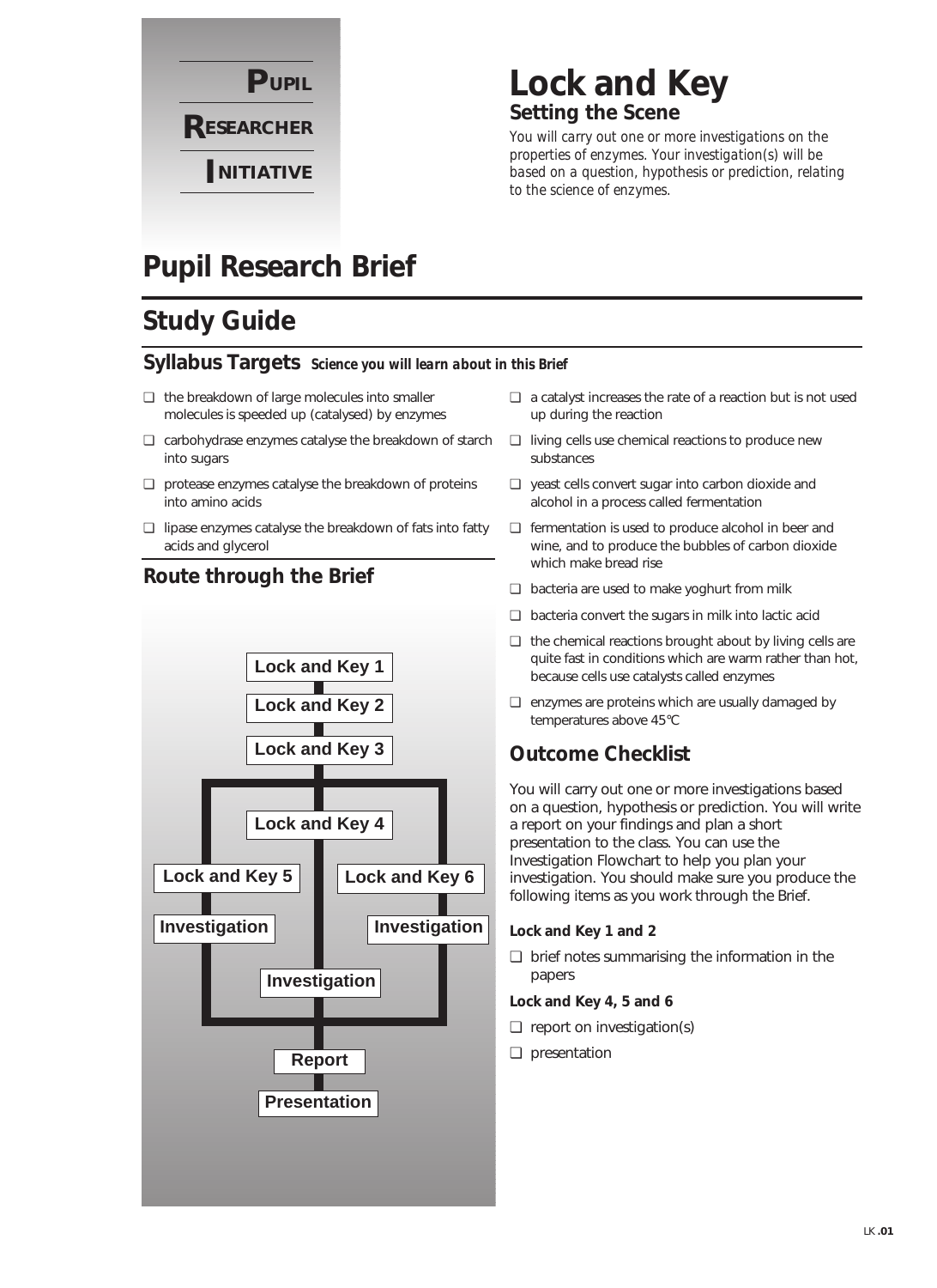**PUPIL**

**RESEARCHER**

**INITIATIVE**

# Lock and Key

## Setting the Scene

*You will carry out one or more investigations on the properties of enzymes. Your investigation(s) will be based on a question, hypothesis or prediction, relating to the science of enzymes.*

# Pupil Research Brief

## Study Guide

### Syllabus Targets *Science you will learn about in this Brief*

- ❑ the breakdown of large molecules into smaller molecules is speeded up (catalysed) by enzymes
- ❑ carbohydrase enzymes catalyse the breakdown of starch into sugars
- ❑ protease enzymes catalyse the breakdown of proteins into amino acids
- ❑ lipase enzymes catalyse the breakdown of fats into fatty acids and glycerol
- ❑ a catalyst increases the rate of a reaction but is not used up during the reaction
- ❑ living cells use chemical reactions to produce new substances
- ❑ yeast cells convert sugar into carbon dioxide and alcohol in a process called fermentation
- ❑ fermentation is used to produce alcohol in beer and wine, and to produce the bubbles of carbon dioxide which make bread rise
- ❑ bacteria are used to make yoghurt from milk
- ❑ bacteria convert the sugars in milk into lactic acid
- ❑ the chemical reactions brought about by living cells are quite fast in conditions which are warm rather than hot, because cells use catalysts called enzymes
- ❑ enzymes are proteins which are usually damaged by temperatures above 45°C

### Route through the Brief

Lock and Key 1 → Lock and Key 2 → Lock and Key 3 → then three routes:

- Lock and Key 4 → Investigation
- Lock and Key 5 → Investigation
- Lock and Key 6 → Investigation

→ Report → Presentation

### Outcome Checklist

You will carry out one or more investigations based on a question, hypothesis or prediction. You will write a report on your findings and plan a short presentation to the class. You can use the Investigation Flowchart to help you plan your investigation. You should make sure you produce the following items as you work through the Brief.

**Lock and Key 1 and 2**

- ❑ brief notes summarising the information in the papers

**Lock and Key 4, 5 and 6**

- ❑ report on investigation(s)
- ❑ presentation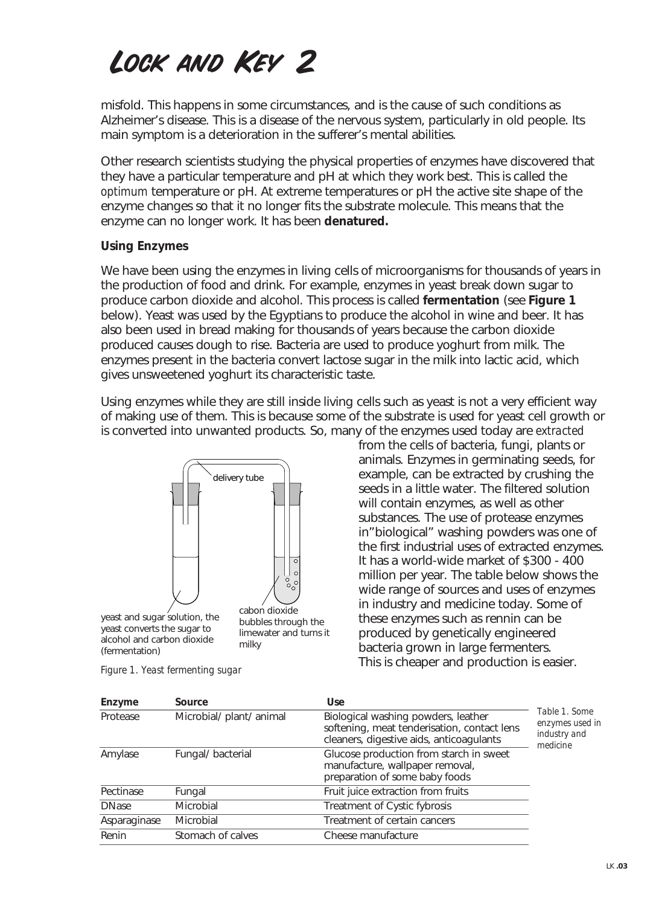# Lock and Key 2

misfold. This happens in some circumstances, and is the cause of such conditions as Alzheimer's disease. This is a disease of the nervous system, particularly in old people. Its main symptom is a deterioration in the sufferer's mental abilities.

Other research scientists studying the physical properties of enzymes have discovered that they have a particular temperature and pH at which they work best. This is called the *optimum* temperature or pH. At extreme temperatures or pH the active site shape of the enzyme changes so that it no longer fits the substrate molecule. This means that the enzyme can no longer work. It has been **denatured.**

### Using Enzymes

We have been using the enzymes in living cells of microorganisms for thousands of years in the production of food and drink. For example, enzymes in yeast break down sugar to produce carbon dioxide and alcohol. This process is called **fermentation** (see **Figure 1** below). Yeast was used by the Egyptians to produce the alcohol in wine and beer. It has also been used in bread making for thousands of years because the carbon dioxide produced causes dough to rise. Bacteria are used to produce yoghurt from milk. The enzymes present in the bacteria convert lactose sugar in the milk into lactic acid, which gives unsweetened yoghurt its characteristic taste.

Using enzymes while they are still inside living cells such as yeast is not a very efficient way of making use of them. This is because some of the substrate is used for yeast cell growth or is converted into unwanted products. So, many of the enzymes used today are *extracted* from the cells of bacteria, fungi, plants or animals. Enzymes in germinating seeds, for example, can be extracted by crushing the seeds in a little water. The filtered solution will contain enzymes, as well as other substances. The use of protease enzymes in"biological" washing powders was one of the first industrial uses of extracted enzymes. It has a world-wide market of $300 - 400 million per year. The table below shows the wide range of sources and uses of enzymes in industry and medicine today. Some of these enzymes such as rennin can be produced by genetically engineered bacteria grown in large fermenters. This is cheaper and production is easier.

delivery tube

yeast and sugar solution, the yeast converts the sugar to alcohol and carbon dioxide (fermentation)

cabon dioxide bubbles through the limewater and turns it milky

*Figure 1. Yeast fermenting sugar*

| Enzyme | Source | Use |
|---|---|---|
| Protease | Microbial/ plant/ animal | Biological washing powders, leather softening, meat tenderisation, contact lens cleaners, digestive aids, anticoagulants |
| Amylase | Fungal/ bacterial | Glucose production from starch in sweet manufacture, wallpaper removal, preparation of some baby foods |
| Pectinase | Fungal | Fruit juice extraction from fruits |
| DNase | Microbial | Treatment of Cystic fybrosis |
| Asparaginase | Microbial | Treatment of certain cancers |
| Renin | Stomach of calves | Cheese manufacture |

*Table 1. Some enzymes used in industry and medicine*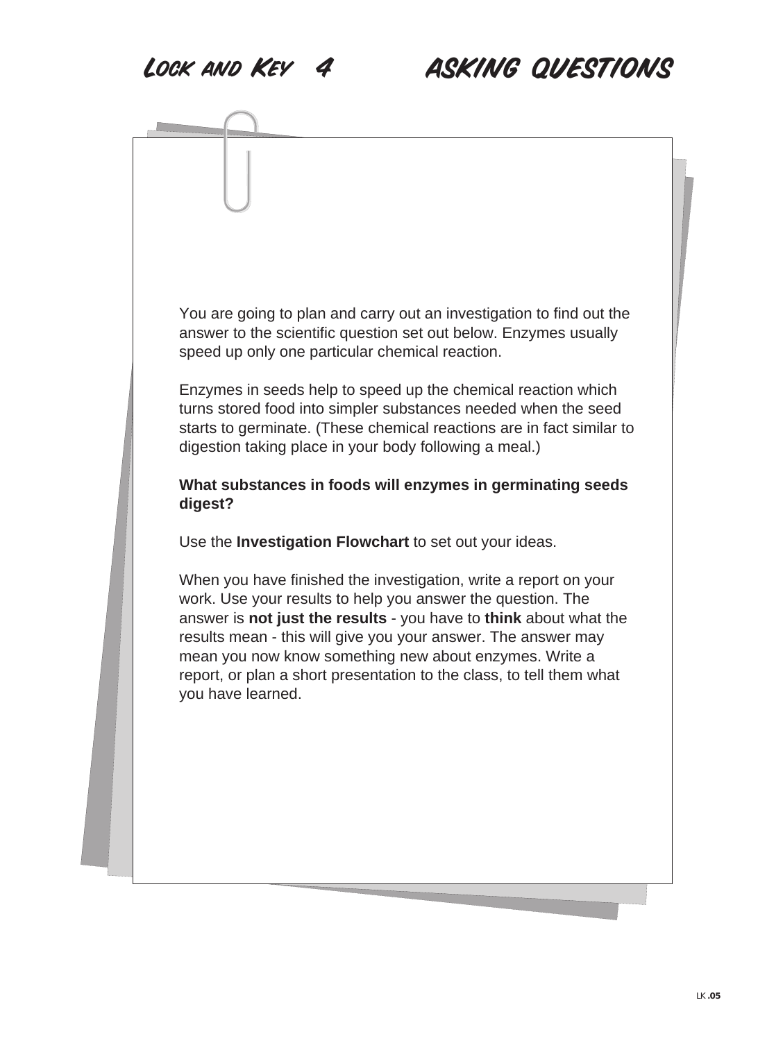# Lock and Key 4 ASKING QUESTIONS

You are going to plan and carry out an investigation to find out the answer to the scientific question set out below. Enzymes usually speed up only one particular chemical reaction.

Enzymes in seeds help to speed up the chemical reaction which turns stored food into simpler substances needed when the seed starts to germinate. (These chemical reactions are in fact similar to digestion taking place in your body following a meal.)

**What substances in foods will enzymes in germinating seeds digest?**

Use the **Investigation Flowchart** to set out your ideas.

When you have finished the investigation, write a report on your work. Use your results to help you answer the question. The answer is **not just the results** - you have to **think** about what the results mean - this will give you your answer. The answer may mean you now know something new about enzymes. Write a report, or plan a short presentation to the class, to tell them what you have learned.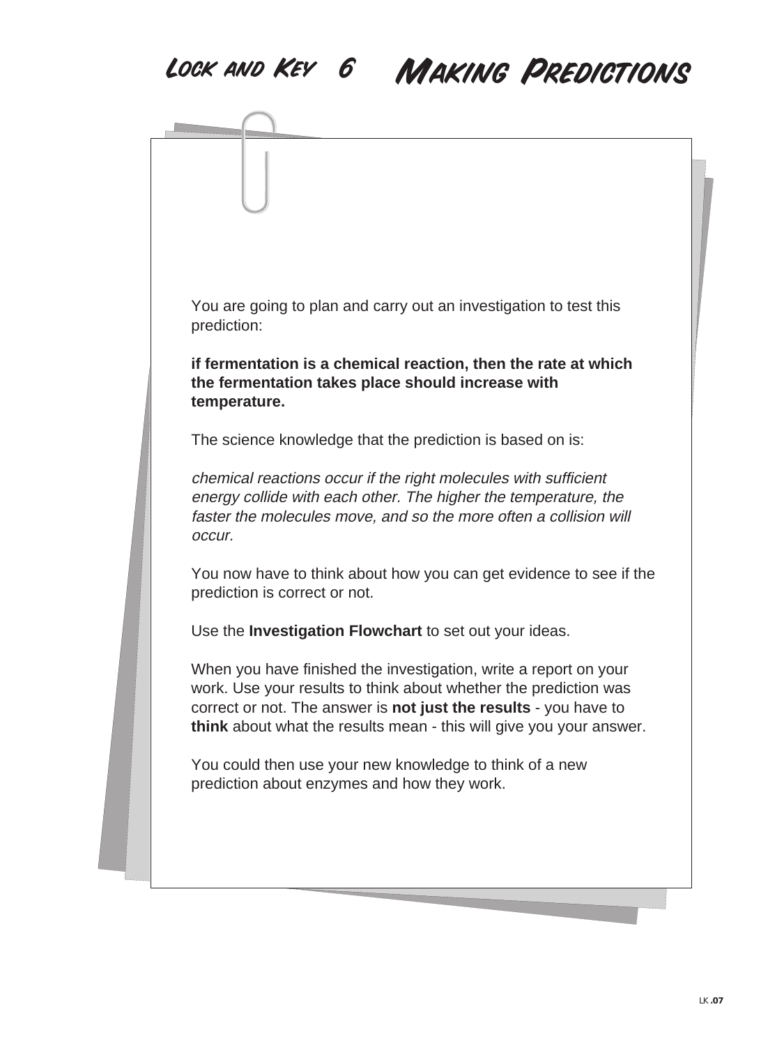# Lock and Key 6 Making Predictions

You are going to plan and carry out an investigation to test this prediction:

**if fermentation is a chemical reaction, then the rate at which the fermentation takes place should increase with temperature.**

The science knowledge that the prediction is based on is:

*chemical reactions occur if the right molecules with sufficient energy collide with each other. The higher the temperature, the faster the molecules move, and so the more often a collision will occur.*

You now have to think about how you can get evidence to see if the prediction is correct or not.

Use the **Investigation Flowchart** to set out your ideas.

When you have finished the investigation, write a report on your work. Use your results to think about whether the prediction was correct or not. The answer is **not just the results** - you have to **think** about what the results mean - this will give you your answer.

You could then use your new knowledge to think of a new prediction about enzymes and how they work.